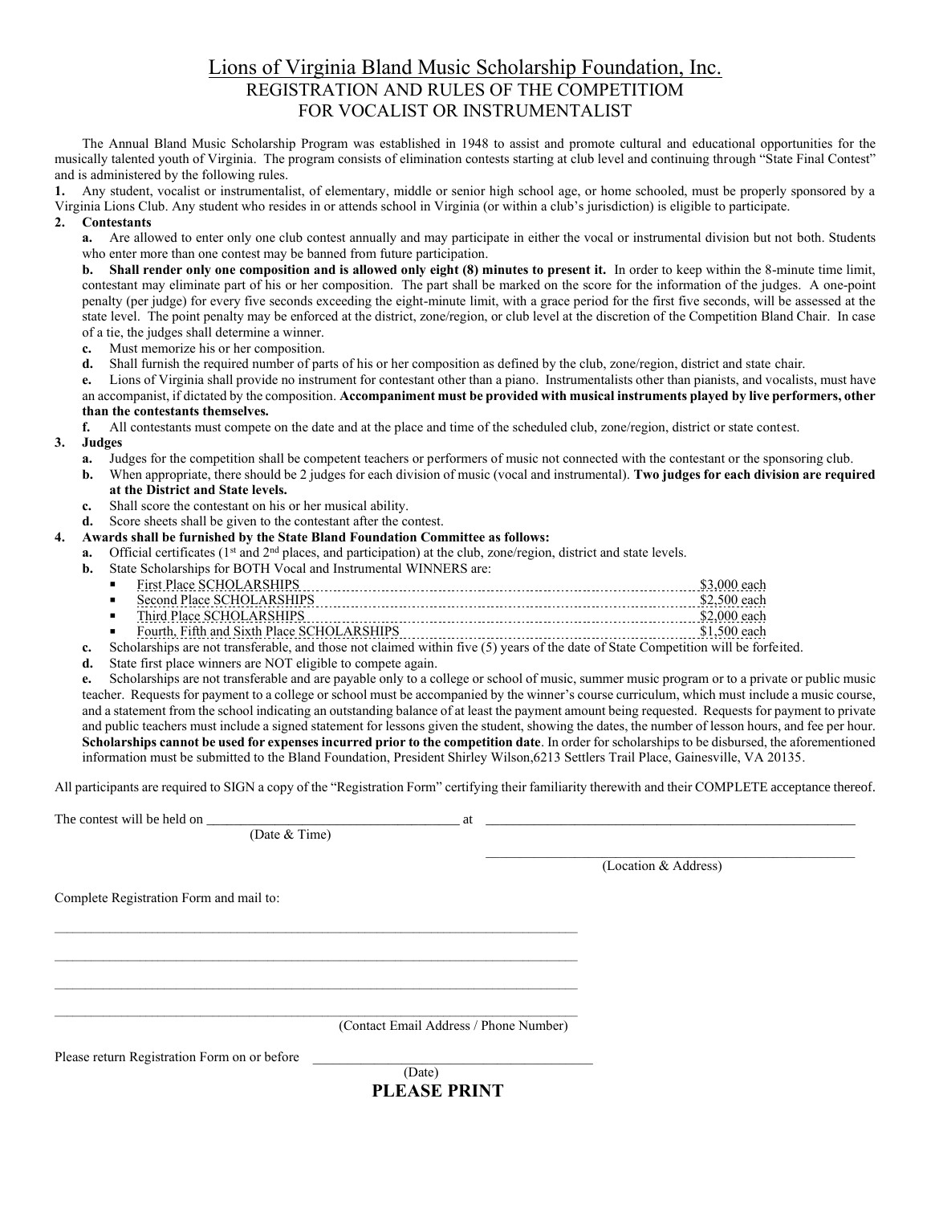# Lions of Virginia Bland Music Scholarship Foundation, Inc.

## REGISTRATION AND RULES OF THE COMPETITIOM FOR VOCALIST OR INSTRUMENTALIST

The Annual Bland Music Scholarship Program was established in 1948 to assist and promote cultural and educational opportunities for the musically talented youth of Virginia. The program consists of elimination contests starting at club level and continuing through "State Final Contest" and is administered by the following rules.

**1.** Any student, vocalist or instrumentalist, of elementary, middle or senior high school age, or home schooled, must be properly sponsored by a Virginia Lions Club. Any student who resides in or attends school in Virginia (or within a club's jurisdiction) is eligible to participate.

**2. Contestants**

**a.** Are allowed to enter only one club contest annually and may participate in either the vocal or instrumental division but not both. Students who enter more than one contest may be banned from future participation.

**b. Shall render only one composition and is allowed only eight (8) minutes to present it.** In order to keep within the 8-minute time limit, contestant may eliminate part of his or her composition. The part shall be marked on the score for the information of the judges. A one-point penalty (per judge) for every five seconds exceeding the eight-minute limit, with a grace period for the first five seconds, will be assessed at the state level. The point penalty may be enforced at the district, zone/region, or club level at the discretion of the Competition Bland Chair. In case of a tie, the judges shall determine a winner.

**c.** Must memorize his or her composition.

**d.** Shall furnish the required number of parts of his or her composition as defined by the club, zone/region, district and state chair.

**e.** Lions of Virginia shall provide no instrument for contestant other than a piano. Instrumentalists other than pianists, and vocalists, must have an accompanist, if dictated by the composition. **Accompaniment must be provided with musical instruments played by live performers, other than the contestants themselves.**

**f.** All contestants must compete on the date and at the place and time of the scheduled club, zone/region, district or state contest.

**3. Judges**

**a.** Judges for the competition shall be competent teachers or performers of music not connected with the contestant or the sponsoring club.

**b.** When appropriate, there should be 2 judges for each division of music (vocal and instrumental). **Two judges for each division are required at the District and State levels.**

**c.** Shall score the contestant on his or her musical ability.

**d.** Score sheets shall be given to the contestant after the contest.

**4. Awards shall be furnished by the State Bland Foundation Committee as follows:**

**a.** Official certificates (1st and 2nd places, and participation) at the club, zone/region, district and state levels.

**b.** State Scholarships for BOTH Vocal and Instrumental WINNERS are:

- First Place SCHOLARSHIPS ............................................ $3,000 each
- Second Place SCHOLARSHIPS ............................................ $2,500 each
- Third Place SCHOLARSHIPS ............................................ $2,000 each
- Fourth, Fifth and Sixth Place SCHOLARSHIPS ............................................ $1,500 each

**c.** Scholarships are not transferable, and those not claimed within five (5) years of the date of State Competition will be forfeited.

**d.** State first place winners are NOT eligible to compete again.

**e.** Scholarships are not transferable and are payable only to a college or school of music, summer music program or to a private or public music teacher. Requests for payment to a college or school must be accompanied by the winner's course curriculum, which must include a music course, and a statement from the school indicating an outstanding balance of at least the payment amount being requested. Requests for payment to private and public teachers must include a signed statement for lessons given the student, showing the dates, the number of lesson hours, and fee per hour. **Scholarships cannot be used for expenses incurred prior to the competition date**. In order for scholarships to be disbursed, the aforementioned information must be submitted to the Bland Foundation, President Shirley Wilson,6213 Settlers Trail Place, Gainesville, VA 20135.

All participants are required to SIGN a copy of the "Registration Form" certifying their familiarity therewith and their COMPLETE acceptance thereof.

The contest will be held on ____________________________ at ____________________________________________
(Date & Time)

____________________________________________
(Location & Address)

Complete Registration Form and mail to:

____________________________________________

____________________________________________

____________________________________________

____________________________________________
(Contact Email Address / Phone Number)

Please return Registration Form on or before ______________________________
(Date)

**PLEASE PRINT**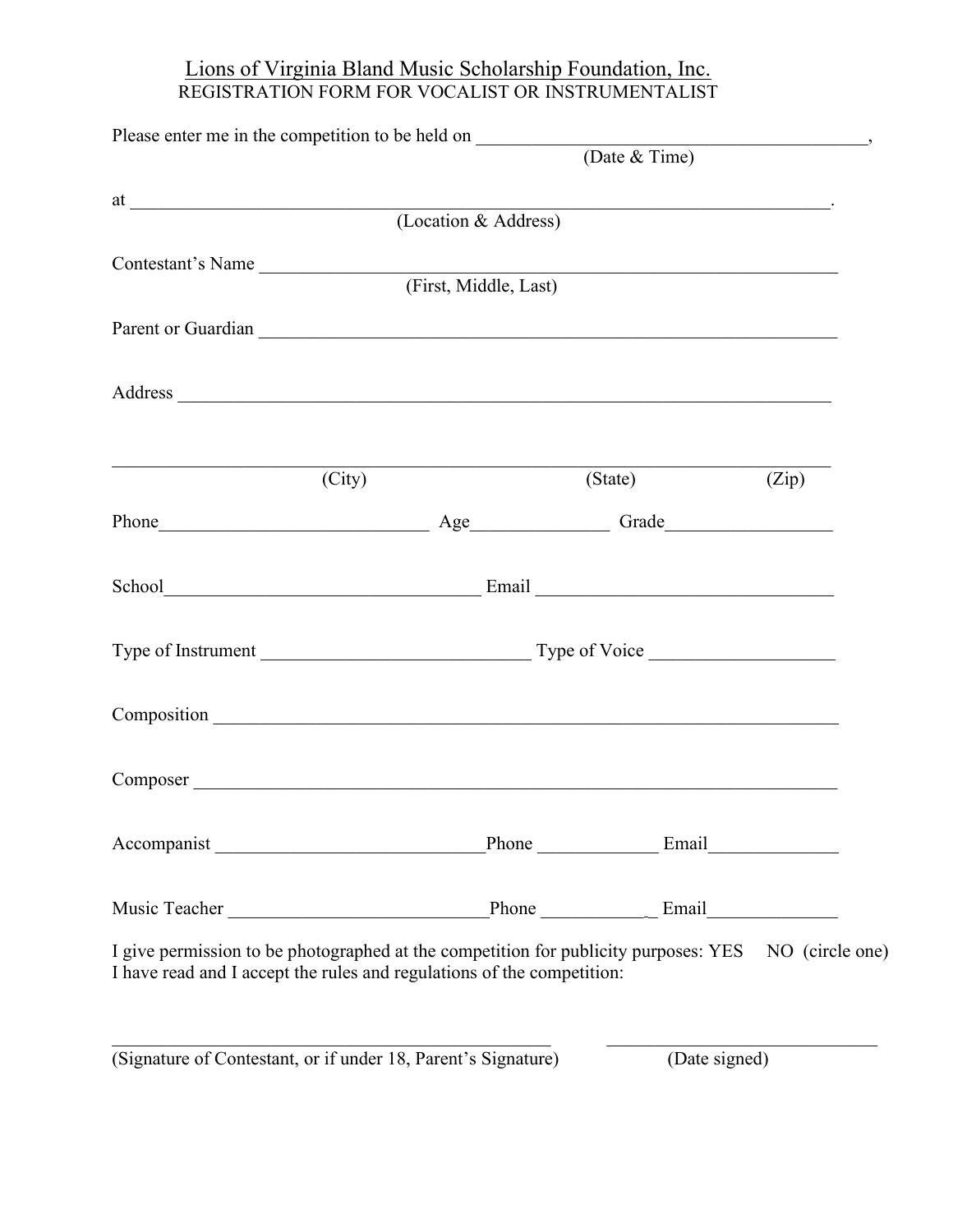Lions of Virginia Bland Music Scholarship Foundation, Inc.
REGISTRATION FORM FOR VOCALIST OR INSTRUMENTALIST

Please enter me in the competition to be held on ________________________________________,
(Date & Time)

at ______________________________________________________________________________.
(Location & Address)

Contestant's Name _______________________________________________________________
(First, Middle, Last)

Parent or Guardian _______________________________________________________________

Address _________________________________________________________________________

_______________________________________________________________________________
(City) (State) (Zip)

Phone____________________________ Age______________ Grade_________________

School_________________________________ Email ______________________________

Type of Instrument ____________________________ Type of Voice ___________________

Composition ______________________________________________________________

Composer ________________________________________________________________

Accompanist ____________________________Phone ____________ Email_____________

Music Teacher ___________________________Phone ____________ Email_____________

I give permission to be photographed at the competition for publicity purposes: YES NO (circle one)
I have read and I accept the rules and regulations of the competition:

_____________________________________________ ______________________________
(Signature of Contestant, or if under 18, Parent's Signature) (Date signed)